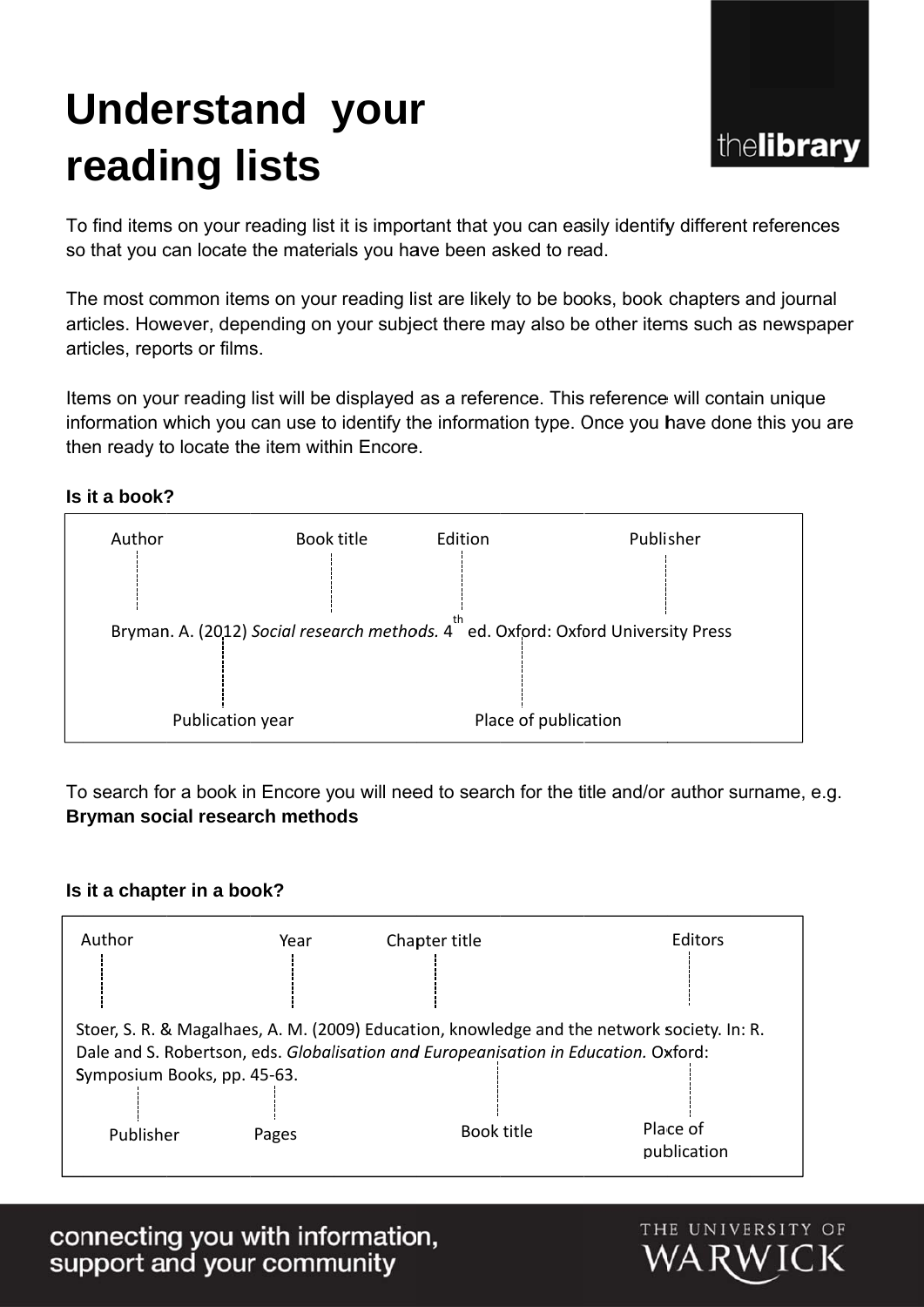# Understand your reading lists

To find items on your reading list it is important that you can easily identify different references so that you can locate the materials you have been asked to read.

The most common items on your reading list are likely to be books, book chapters and journal articles. However, depending on your subject there may also be other items such as newspaper articles, reports or films.

Items on your reading list will be displayed as a reference. This reference will contain unique information which you can use to identify the information type. Once you have done this you are then ready to locate the item within Encore.

**Is it a book?**

Author | Book title | Edition | Publisher

Bryman. A. (2012) *Social research methods.* 4th ed. Oxford: Oxford University Press

Publication year | Place of publication

To search for a book in Encore you will need to search for the title and/or author surname, e.g. **Bryman social research methods**

**Is it a chapter in a book?**

Author | Year | Chapter title | Editors

Stoer, S. R. & Magalhaes, A. M. (2009) Education, knowledge and the network society. In: R. Dale and S. Robertson, eds. *Globalisation and Europeanisation in Education.* Oxford: Symposium Books, pp. 45-63.

Publisher | Pages | Book title | Place of publication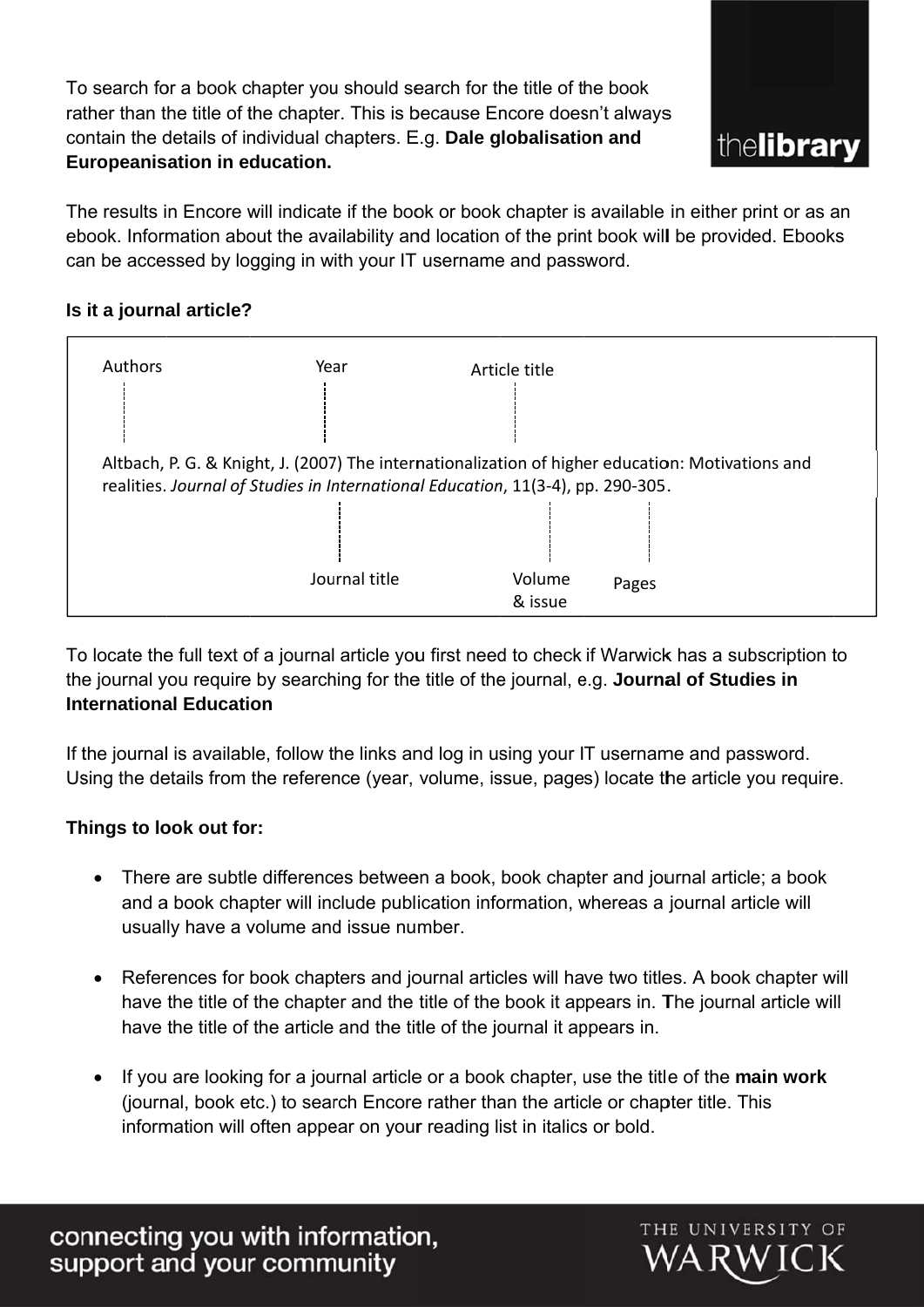To search for a book chapter you should search for the title of the book rather than the title of the chapter. This is because Encore doesn't always contain the details of individual chapters. E.g. **Dale globalisation and Europeanisation in education.**

The results in Encore will indicate if the book or book chapter is available in either print or as an ebook. Information about the availability and location of the print book will be provided. Ebooks can be accessed by logging in with your IT username and password.

**Is it a journal article?**

Authors | Year | Article title

Altbach, P. G. & Knight, J. (2007) The internationalization of higher education: Motivations and realities. *Journal of Studies in International Education*, 11(3-4), pp. 290-305.

Journal title | Volume & issue | Pages

To locate the full text of a journal article you first need to check if Warwick has a subscription to the journal you require by searching for the title of the journal, e.g. **Journal of Studies in International Education**

If the journal is available, follow the links and log in using your IT username and password. Using the details from the reference (year, volume, issue, pages) locate the article you require.

**Things to look out for:**

- There are subtle differences between a book, book chapter and journal article; a book and a book chapter will include publication information, whereas a journal article will usually have a volume and issue number.

- References for book chapters and journal articles will have two titles. A book chapter will have the title of the chapter and the title of the book it appears in. The journal article will have the title of the article and the title of the journal it appears in.

- If you are looking for a journal article or a book chapter, use the title of the **main work** (journal, book etc.) to search Encore rather than the article or chapter title. This information will often appear on your reading list in italics or bold.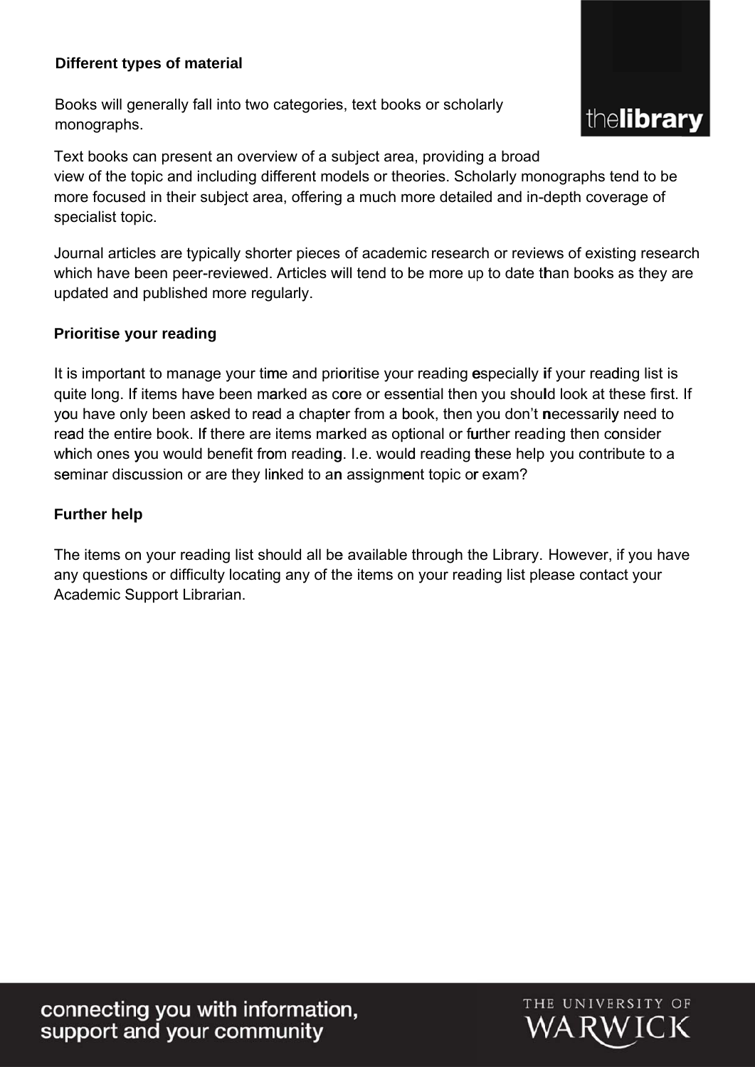## Different types of material

Books will generally fall into two categories, text books or scholarly monographs.

Text books can present an overview of a subject area, providing a broad view of the topic and including different models or theories. Scholarly monographs tend to be more focused in their subject area, offering a much more detailed and in-depth coverage of specialist topic.

Journal articles are typically shorter pieces of academic research or reviews of existing research which have been peer-reviewed. Articles will tend to be more up to date than books as they are updated and published more regularly.

## Prioritise your reading

It is important to manage your time and prioritise your reading especially if your reading list is quite long. If items have been marked as core or essential then you should look at these first. If you have only been asked to read a chapter from a book, then you don't necessarily need to read the entire book. If there are items marked as optional or further reading then consider which ones you would benefit from reading. I.e. would reading these help you contribute to a seminar discussion or are they linked to an assignment topic or exam?

## Further help

The items on your reading list should all be available through the Library. However, if you have any questions or difficulty locating any of the items on your reading list please contact your Academic Support Librarian.